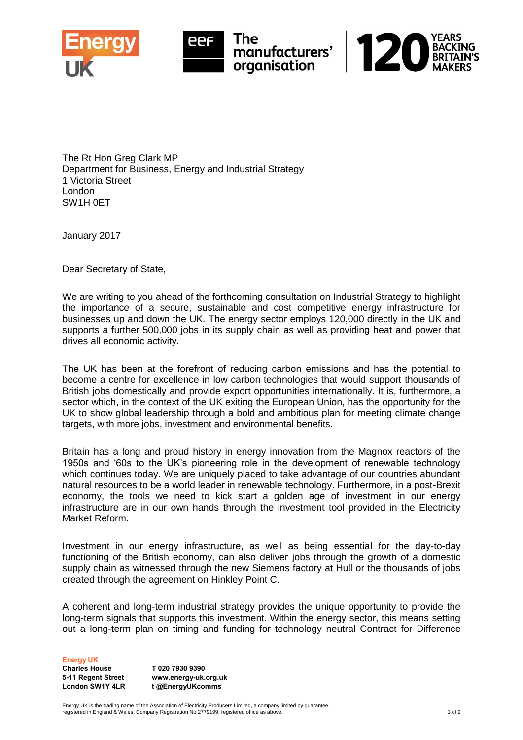Energy UK

eef The manufacturers' organisation | 120 YEARS BACKING BRITAIN'S MAKERS

The Rt Hon Greg Clark MP
Department for Business, Energy and Industrial Strategy
1 Victoria Street
London
SW1H 0ET

January 2017

Dear Secretary of State,

We are writing to you ahead of the forthcoming consultation on Industrial Strategy to highlight the importance of a secure, sustainable and cost competitive energy infrastructure for businesses up and down the UK. The energy sector employs 120,000 directly in the UK and supports a further 500,000 jobs in its supply chain as well as providing heat and power that drives all economic activity.

The UK has been at the forefront of reducing carbon emissions and has the potential to become a centre for excellence in low carbon technologies that would support thousands of British jobs domestically and provide export opportunities internationally. It is, furthermore, a sector which, in the context of the UK exiting the European Union, has the opportunity for the UK to show global leadership through a bold and ambitious plan for meeting climate change targets, with more jobs, investment and environmental benefits.

Britain has a long and proud history in energy innovation from the Magnox reactors of the 1950s and '60s to the UK's pioneering role in the development of renewable technology which continues today. We are uniquely placed to take advantage of our countries abundant natural resources to be a world leader in renewable technology. Furthermore, in a post-Brexit economy, the tools we need to kick start a golden age of investment in our energy infrastructure are in our own hands through the investment tool provided in the Electricity Market Reform.

Investment in our energy infrastructure, as well as being essential for the day-to-day functioning of the British economy, can also deliver jobs through the growth of a domestic supply chain as witnessed through the new Siemens factory at Hull or the thousands of jobs created through the agreement on Hinkley Point C.

A coherent and long-term industrial strategy provides the unique opportunity to provide the long-term signals that supports this investment. Within the energy sector, this means setting out a long-term plan on timing and funding for technology neutral Contract for Difference

**Energy UK**
**Charles House**
**5-11 Regent Street**
**London SW1Y 4LR**

**T 020 7930 9390**
**www.energy-uk.org.uk**
**t @EnergyUKcomms**

Energy UK is the trading name of the Association of Electricity Producers Limited, a company limited by guarantee, registered in England & Wales, Company Registration No 2779199, registered office as above.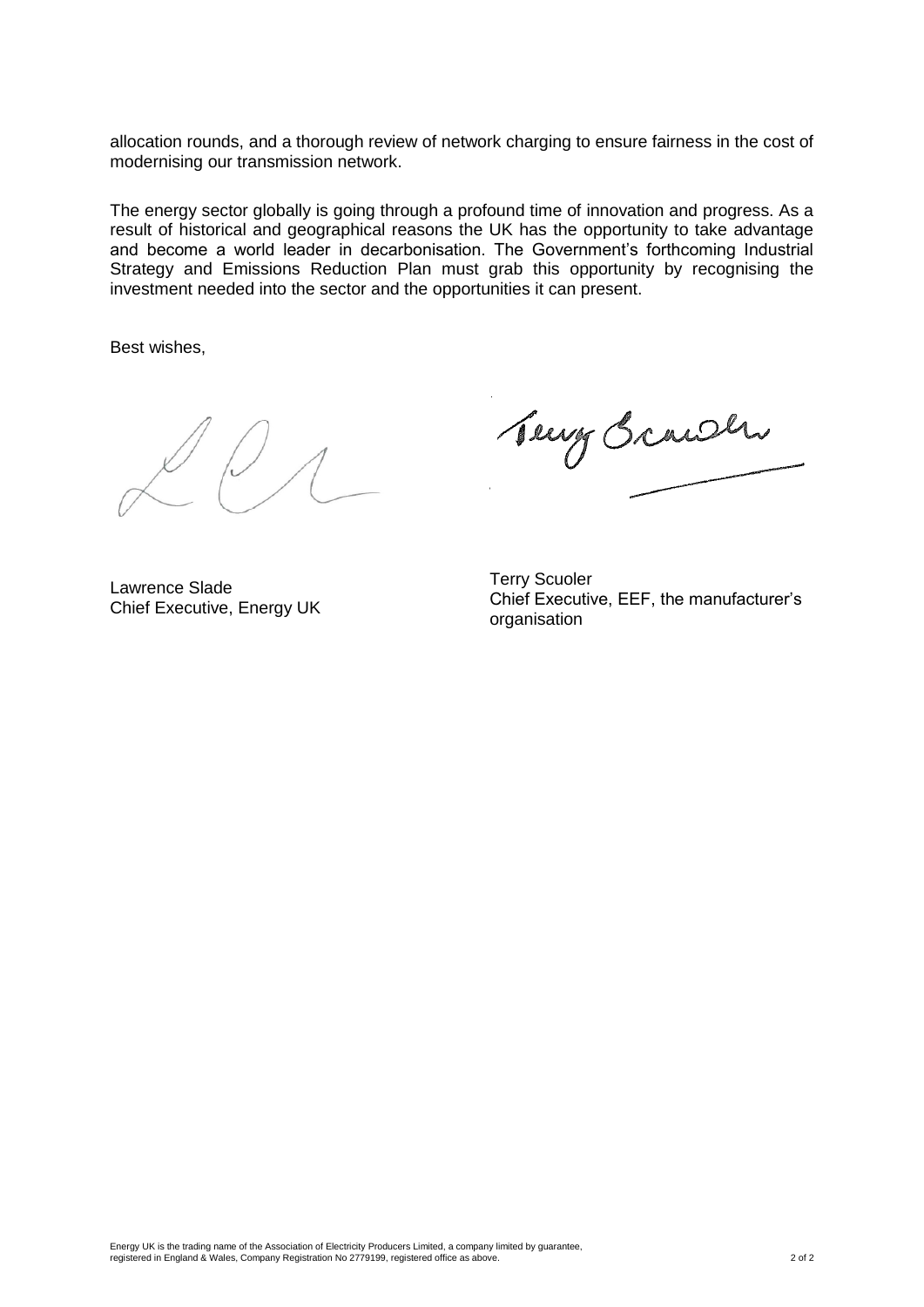allocation rounds, and a thorough review of network charging to ensure fairness in the cost of modernising our transmission network.

The energy sector globally is going through a profound time of innovation and progress. As a result of historical and geographical reasons the UK has the opportunity to take advantage and become a world leader in decarbonisation. The Government's forthcoming Industrial Strategy and Emissions Reduction Plan must grab this opportunity by recognising the investment needed into the sector and the opportunities it can present.

Best wishes,

Lawrence Slade
Chief Executive, Energy UK

Terry Scuoler
Chief Executive, EEF, the manufacturer's organisation

Energy UK is the trading name of the Association of Electricity Producers Limited, a company limited by guarantee, registered in England & Wales, Company Registration No 2779199, registered office as above.